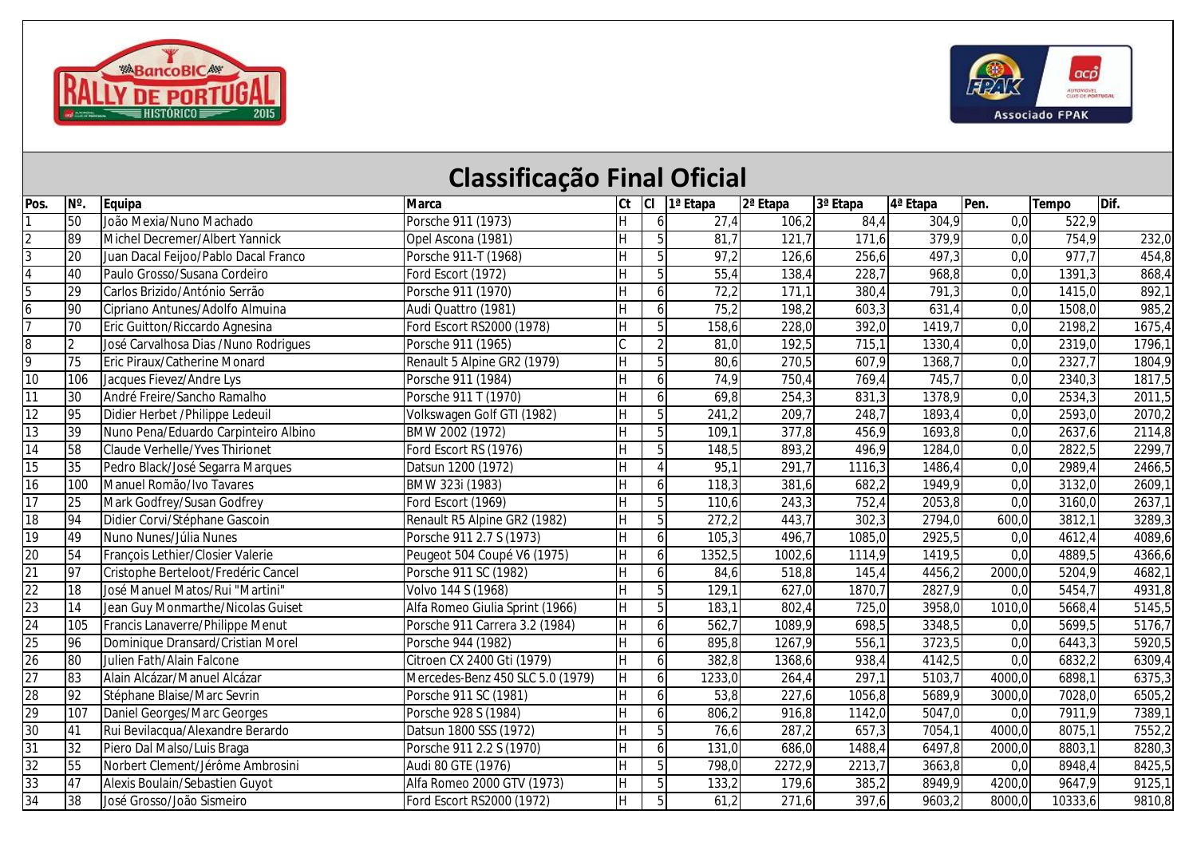# Classificação Final Oficial

| Pos. | Nº. | Equipa | Marca | Ct | Cl | 1ª Etapa | 2ª Etapa | 3ª Etapa | 4ª Etapa | Pen. | Tempo | Dif. |
|---|---|---|---|---|---|---|---|---|---|---|---|---|
| 1 | 50 | João Mexia/Nuno Machado | Porsche 911 (1973) | H | 6 | 27,4 | 106,2 | 84,4 | 304,9 | 0,0 | 522,9 | |
| 2 | 89 | Michel Decremer/Albert Yannick | Opel Ascona (1981) | H | 5 | 81,7 | 121,7 | 171,6 | 379,9 | 0,0 | 754,9 | 232,0 |
| 3 | 20 | Juan Dacal Feijoo/Pablo Dacal Franco | Porsche 911-T (1968) | H | 5 | 97,2 | 126,6 | 256,6 | 497,3 | 0,0 | 977,7 | 454,8 |
| 4 | 40 | Paulo Grosso/Susana Cordeiro | Ford Escort (1972) | H | 5 | 55,4 | 138,4 | 228,7 | 968,8 | 0,0 | 1391,3 | 868,4 |
| 5 | 29 | Carlos Brizido/António Serrão | Porsche 911 (1970) | H | 6 | 72,2 | 171,1 | 380,4 | 791,3 | 0,0 | 1415,0 | 892,1 |
| 6 | 90 | Cipriano Antunes/Adolfo Almuina | Audi Quattro (1981) | H | 6 | 75,2 | 198,2 | 603,3 | 631,4 | 0,0 | 1508,0 | 985,2 |
| 7 | 70 | Eric Guitton/Riccardo Agnesina | Ford Escort RS2000 (1978) | H | 5 | 158,6 | 228,0 | 392,0 | 1419,7 | 0,0 | 2198,2 | 1675,4 |
| 8 | 2 | José Carvalhosa Dias /Nuno Rodrigues | Porsche 911 (1965) | C | 2 | 81,0 | 192,5 | 715,1 | 1330,4 | 0,0 | 2319,0 | 1796,1 |
| 9 | 75 | Eric Piraux/Catherine Monard | Renault 5 Alpine GR2 (1979) | H | 5 | 80,6 | 270,5 | 607,9 | 1368,7 | 0,0 | 2327,7 | 1804,9 |
| 10 | 106 | Jacques Fievez/Andre Lys | Porsche 911 (1984) | H | 6 | 74,9 | 750,4 | 769,4 | 745,7 | 0,0 | 2340,3 | 1817,5 |
| 11 | 30 | André Freire/Sancho Ramalho | Porsche 911 T (1970) | H | 6 | 69,8 | 254,3 | 831,3 | 1378,9 | 0,0 | 2534,3 | 2011,5 |
| 12 | 95 | Didier Herbet /Philippe Ledeuil | Volkswagen Golf GTI (1982) | H | 5 | 241,2 | 209,7 | 248,7 | 1893,4 | 0,0 | 2593,0 | 2070,2 |
| 13 | 39 | Nuno Pena/Eduardo Carpinteiro Albino | BMW 2002 (1972) | H | 5 | 109,1 | 377,8 | 456,9 | 1693,8 | 0,0 | 2637,6 | 2114,8 |
| 14 | 58 | Claude Verhelle/Yves Thirionet | Ford Escort RS (1976) | H | 5 | 148,5 | 893,2 | 496,9 | 1284,0 | 0,0 | 2822,5 | 2299,7 |
| 15 | 35 | Pedro Black/José Segarra Marques | Datsun 1200 (1972) | H | 4 | 95,1 | 291,7 | 1116,3 | 1486,4 | 0,0 | 2989,4 | 2466,5 |
| 16 | 100 | Manuel Romão/Ivo Tavares | BMW 323i (1983) | H | 6 | 118,3 | 381,6 | 682,2 | 1949,9 | 0,0 | 3132,0 | 2609,1 |
| 17 | 25 | Mark Godfrey/Susan Godfrey | Ford Escort (1969) | H | 5 | 110,6 | 243,3 | 752,4 | 2053,8 | 0,0 | 3160,0 | 2637,1 |
| 18 | 94 | Didier Corvi/Stéphane Gascoin | Renault R5 Alpine GR2 (1982) | H | 5 | 272,2 | 443,7 | 302,3 | 2794,0 | 600,0 | 3812,1 | 3289,3 |
| 19 | 49 | Nuno Nunes/Júlia Nunes | Porsche 911 2.7 S (1973) | H | 6 | 105,3 | 496,7 | 1085,0 | 2925,5 | 0,0 | 4612,4 | 4089,6 |
| 20 | 54 | François Lethier/Closier Valerie | Peugeot 504 Coupé V6 (1975) | H | 6 | 1352,5 | 1002,6 | 1114,9 | 1419,5 | 0,0 | 4889,5 | 4366,6 |
| 21 | 97 | Cristophe Berteloot/Fredéric Cancel | Porsche 911 SC (1982) | H | 6 | 84,6 | 518,8 | 145,4 | 4456,2 | 2000,0 | 5204,9 | 4682,1 |
| 22 | 18 | José Manuel Matos/Rui "Martini" | Volvo 144 S (1968) | H | 5 | 129,1 | 627,0 | 1870,7 | 2827,9 | 0,0 | 5454,7 | 4931,8 |
| 23 | 14 | Jean Guy Monmarthe/Nicolas Guiset | Alfa Romeo Giulia Sprint (1966) | H | 5 | 183,1 | 802,4 | 725,0 | 3958,0 | 1010,0 | 5668,4 | 5145,5 |
| 24 | 105 | Francis Lanaverre/Philippe Menut | Porsche 911 Carrera 3.2 (1984) | H | 6 | 562,7 | 1089,9 | 698,5 | 3348,5 | 0,0 | 5699,5 | 5176,7 |
| 25 | 96 | Dominique Dransard/Cristian Morel | Porsche 944 (1982) | H | 6 | 895,8 | 1267,9 | 556,1 | 3723,5 | 0,0 | 6443,3 | 5920,5 |
| 26 | 80 | Julien Fath/Alain Falcone | Citroen CX 2400 Gti (1979) | H | 6 | 382,8 | 1368,6 | 938,4 | 4142,5 | 0,0 | 6832,2 | 6309,4 |
| 27 | 83 | Alain Alcázar/Manuel Alcázar | Mercedes-Benz 450 SLC 5.0 (1979) | H | 6 | 1233,0 | 264,4 | 297,1 | 5103,7 | 4000,0 | 6898,1 | 6375,3 |
| 28 | 92 | Stéphane Blaise/Marc Sevrin | Porsche 911 SC (1981) | H | 6 | 53,8 | 227,6 | 1056,8 | 5689,9 | 3000,0 | 7028,0 | 6505,2 |
| 29 | 107 | Daniel Georges/Marc Georges | Porsche 928 S (1984) | H | 6 | 806,2 | 916,8 | 1142,0 | 5047,0 | 0,0 | 7911,9 | 7389,1 |
| 30 | 41 | Rui Bevilacqua/Alexandre Berardo | Datsun 1800 SSS (1972) | H | 5 | 76,6 | 287,2 | 657,3 | 7054,1 | 4000,0 | 8075,1 | 7552,2 |
| 31 | 32 | Piero Dal Malso/Luis Braga | Porsche 911 2.2 S (1970) | H | 6 | 131,0 | 686,0 | 1488,4 | 6497,8 | 2000,0 | 8803,1 | 8280,3 |
| 32 | 55 | Norbert Clement/Jérôme Ambrosini | Audi 80 GTE (1976) | H | 5 | 798,0 | 2272,9 | 2213,7 | 3663,8 | 0,0 | 8948,4 | 8425,5 |
| 33 | 47 | Alexis Boulain/Sebastien Guyot | Alfa Romeo 2000 GTV (1973) | H | 5 | 133,2 | 179,6 | 385,2 | 8949,9 | 4200,0 | 9647,9 | 9125,1 |
| 34 | 38 | José Grosso/João Sismeiro | Ford Escort RS2000 (1972) | H | 5 | 61,2 | 271,6 | 397,6 | 9603,2 | 8000,0 | 10333,6 | 9810,8 |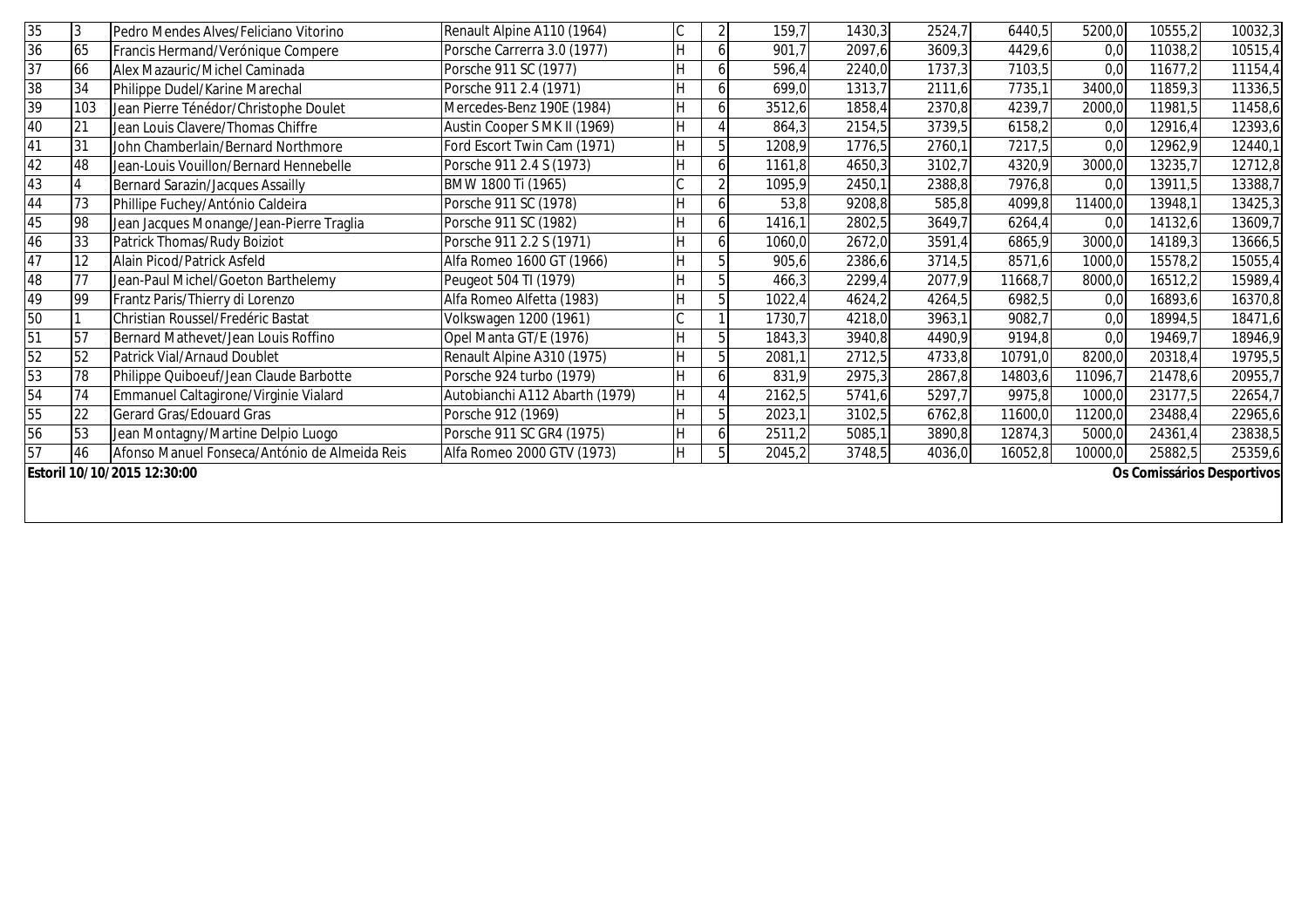| | | | | | | | | | | | | |
|---|---|---|---|---|---|---|---|---|---|---|---|---|
| 35 | 3 | Pedro Mendes Alves/Feliciano Vitorino | Renault Alpine A110 (1964) | C | 2 | 159,7 | 1430,3 | 2524,7 | 6440,5 | 5200,0 | 10555,2 | 10032,3 |
| 36 | 65 | Francis Hermand/Verónique Compere | Porsche Carrerra 3.0 (1977) | H | 6 | 901,7 | 2097,6 | 3609,3 | 4429,6 | 0,0 | 11038,2 | 10515,4 |
| 37 | 66 | Alex Mazauric/Michel Caminada | Porsche 911 SC (1977) | H | 6 | 596,4 | 2240,0 | 1737,3 | 7103,5 | 0,0 | 11677,2 | 11154,4 |
| 38 | 34 | Philippe Dudel/Karine Marechal | Porsche 911 2.4 (1971) | H | 6 | 699,0 | 1313,7 | 2111,6 | 7735,1 | 3400,0 | 11859,3 | 11336,5 |
| 39 | 103 | Jean Pierre Ténédor/Christophe Doulet | Mercedes-Benz 190E (1984) | H | 6 | 3512,6 | 1858,4 | 2370,8 | 4239,7 | 2000,0 | 11981,5 | 11458,6 |
| 40 | 21 | Jean Louis Clavere/Thomas Chiffre | Austin Cooper S MK II (1969) | H | 4 | 864,3 | 2154,5 | 3739,5 | 6158,2 | 0,0 | 12916,4 | 12393,6 |
| 41 | 31 | John Chamberlain/Bernard Northmore | Ford Escort Twin Cam (1971) | H | 5 | 1208,9 | 1776,5 | 2760,1 | 7217,5 | 0,0 | 12962,9 | 12440,1 |
| 42 | 48 | Jean-Louis Vouillon/Bernard Hennebelle | Porsche 911 2.4 S (1973) | H | 6 | 1161,8 | 4650,3 | 3102,7 | 4320,9 | 3000,0 | 13235,7 | 12712,8 |
| 43 | 4 | Bernard Sarazin/Jacques Assailly | BMW 1800 Ti (1965) | C | 2 | 1095,9 | 2450,1 | 2388,8 | 7976,8 | 0,0 | 13911,5 | 13388,7 |
| 44 | 73 | Phillipe Fuchey/António Caldeira | Porsche 911 SC (1978) | H | 6 | 53,8 | 9208,8 | 585,8 | 4099,8 | 11400,0 | 13948,1 | 13425,3 |
| 45 | 98 | Jean Jacques Monange/Jean-Pierre Traglia | Porsche 911 SC (1982) | H | 6 | 1416,1 | 2802,5 | 3649,7 | 6264,4 | 0,0 | 14132,6 | 13609,7 |
| 46 | 33 | Patrick Thomas/Rudy Boiziot | Porsche 911 2.2 S (1971) | H | 6 | 1060,0 | 2672,0 | 3591,4 | 6865,9 | 3000,0 | 14189,3 | 13666,5 |
| 47 | 12 | Alain Picod/Patrick Asfeld | Alfa Romeo 1600 GT (1966) | H | 5 | 905,6 | 2386,6 | 3714,5 | 8571,6 | 1000,0 | 15578,2 | 15055,4 |
| 48 | 77 | Jean-Paul Michel/Goeton Barthelemy | Peugeot 504 TI (1979) | H | 5 | 466,3 | 2299,4 | 2077,9 | 11668,7 | 8000,0 | 16512,2 | 15989,4 |
| 49 | 99 | Frantz Paris/Thierry di Lorenzo | Alfa Romeo Alfetta (1983) | H | 5 | 1022,4 | 4624,2 | 4264,5 | 6982,5 | 0,0 | 16893,6 | 16370,8 |
| 50 | 1 | Christian Roussel/Fredéric Bastat | Volkswagen 1200 (1961) | C | 1 | 1730,7 | 4218,0 | 3963,1 | 9082,7 | 0,0 | 18994,5 | 18471,6 |
| 51 | 57 | Bernard Mathevet/Jean Louis Roffino | Opel Manta GT/E (1976) | H | 5 | 1843,3 | 3940,8 | 4490,9 | 9194,8 | 0,0 | 19469,7 | 18946,9 |
| 52 | 52 | Patrick Vial/Arnaud Doublet | Renault Alpine A310 (1975) | H | 5 | 2081,1 | 2712,5 | 4733,8 | 10791,0 | 8200,0 | 20318,4 | 19795,5 |
| 53 | 78 | Philippe Quiboeuf/Jean Claude Barbotte | Porsche 924 turbo (1979) | H | 6 | 831,9 | 2975,3 | 2867,8 | 14803,6 | 11096,7 | 21478,6 | 20955,7 |
| 54 | 74 | Emmanuel Caltagirone/Virginie Vialard | Autobianchi A112 Abarth (1979) | H | 4 | 2162,5 | 5741,6 | 5297,7 | 9975,8 | 1000,0 | 23177,5 | 22654,7 |
| 55 | 22 | Gerard Gras/Edouard Gras | Porsche 912 (1969) | H | 5 | 2023,1 | 3102,5 | 6762,8 | 11600,0 | 11200,0 | 23488,4 | 22965,6 |
| 56 | 53 | Jean Montagny/Martine Delpio Luogo | Porsche 911 SC GR4 (1975) | H | 6 | 2511,2 | 5085,1 | 3890,8 | 12874,3 | 5000,0 | 24361,4 | 23838,5 |
| 57 | 46 | Afonso Manuel Fonseca/António de Almeida Reis | Alfa Romeo 2000 GTV (1973) | H | 5 | 2045,2 | 3748,5 | 4036,0 | 16052,8 | 10000,0 | 25882,5 | 25359,6 |

**Estoril 10/10/2015 12:30:00**

**Os Comissários Desportivos**